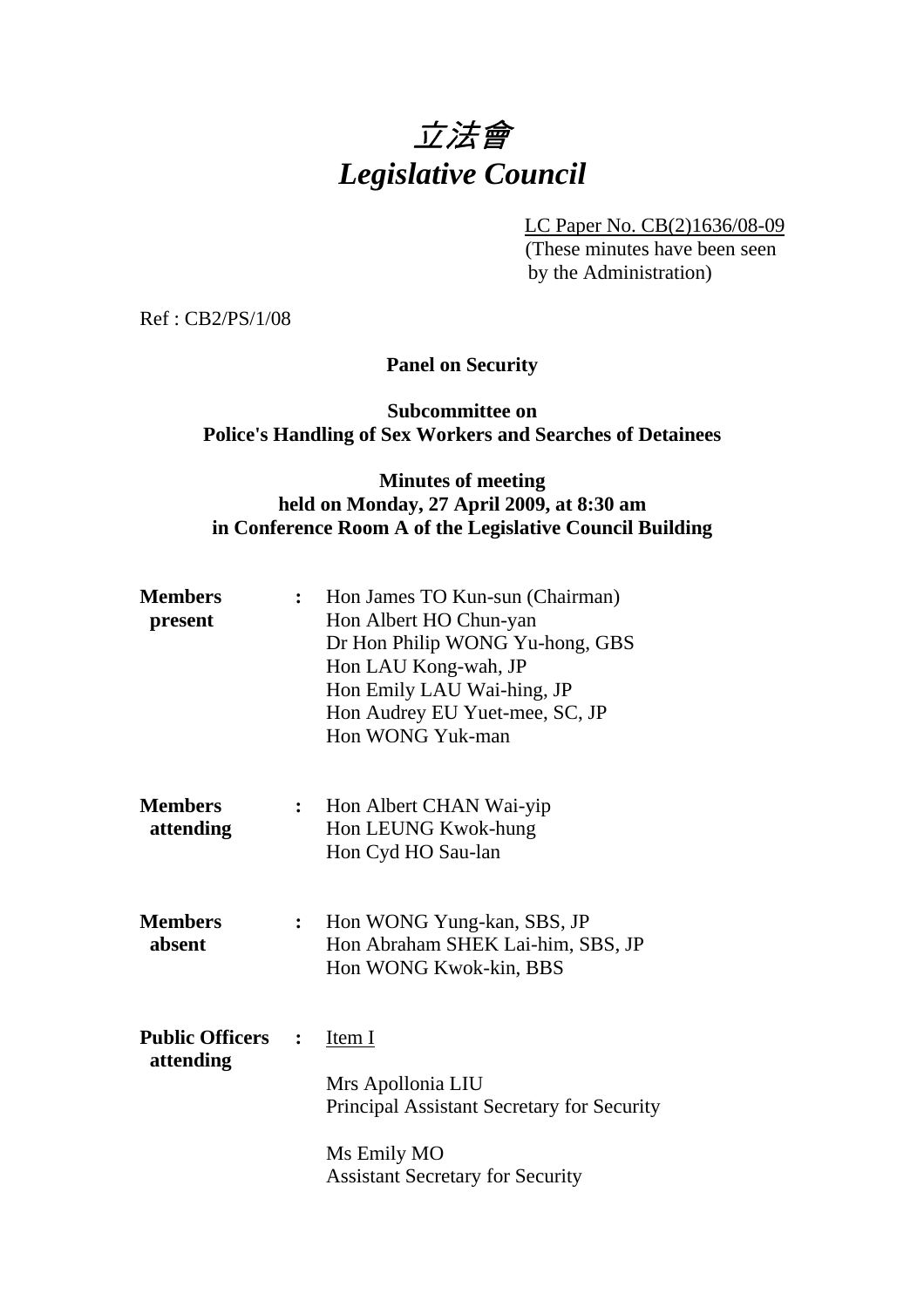# 立法會
# *Legislative Council*

LC Paper No. CB(2)1636/08-09
(These minutes have been seen by the Administration)

Ref : CB2/PS/1/08

**Panel on Security**

**Subcommittee on**
**Police's Handling of Sex Workers and Searches of Detainees**

**Minutes of meeting**
**held on Monday, 27 April 2009, at 8:30 am**
**in Conference Room A of the Legislative Council Building**

**Members present** :
Hon James TO Kun-sun (Chairman)
Hon Albert HO Chun-yan
Dr Hon Philip WONG Yu-hong, GBS
Hon LAU Kong-wah, JP
Hon Emily LAU Wai-hing, JP
Hon Audrey EU Yuet-mee, SC, JP
Hon WONG Yuk-man

**Members attending** :
Hon Albert CHAN Wai-yip
Hon LEUNG Kwok-hung
Hon Cyd HO Sau-lan

**Members absent** :
Hon WONG Yung-kan, SBS, JP
Hon Abraham SHEK Lai-him, SBS, JP
Hon WONG Kwok-kin, BBS

**Public Officers attending** :
<u>Item I</u>

Mrs Apollonia LIU
Principal Assistant Secretary for Security

Ms Emily MO
Assistant Secretary for Security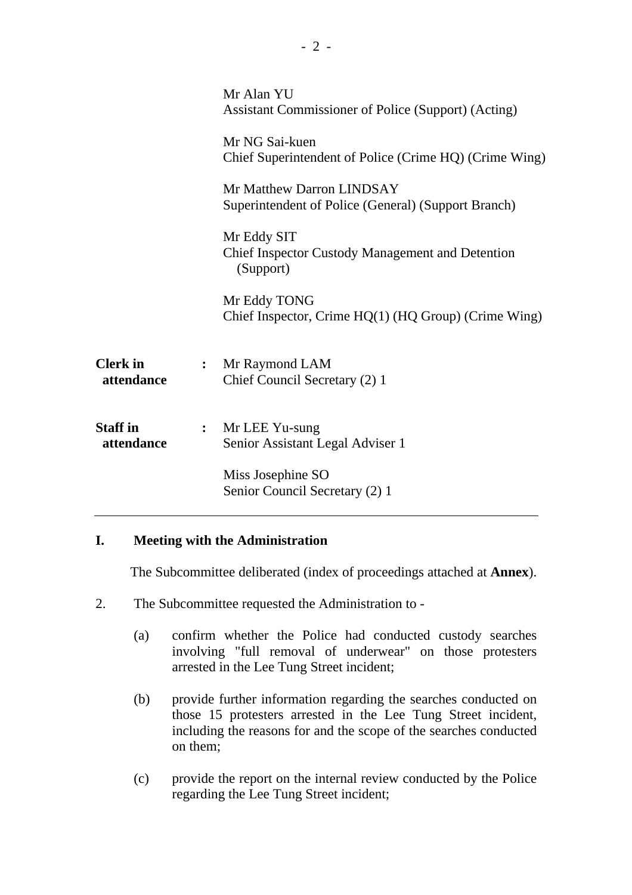Mr Alan YU
Assistant Commissioner of Police (Support) (Acting)

Mr NG Sai-kuen
Chief Superintendent of Police (Crime HQ) (Crime Wing)

Mr Matthew Darron LINDSAY
Superintendent of Police (General) (Support Branch)

Mr Eddy SIT
Chief Inspector Custody Management and Detention (Support)

Mr Eddy TONG
Chief Inspector, Crime HQ(1) (HQ Group) (Crime Wing)

**Clerk in attendance** : Mr Raymond LAM
Chief Council Secretary (2) 1

**Staff in attendance** : Mr LEE Yu-sung
Senior Assistant Legal Adviser 1

Miss Josephine SO
Senior Council Secretary (2) 1

---

## I. Meeting with the Administration

The Subcommittee deliberated (index of proceedings attached at **Annex**).

2. The Subcommittee requested the Administration to -

(a) confirm whether the Police had conducted custody searches involving "full removal of underwear" on those protesters arrested in the Lee Tung Street incident;

(b) provide further information regarding the searches conducted on those 15 protesters arrested in the Lee Tung Street incident, including the reasons for and the scope of the searches conducted on them;

(c) provide the report on the internal review conducted by the Police regarding the Lee Tung Street incident;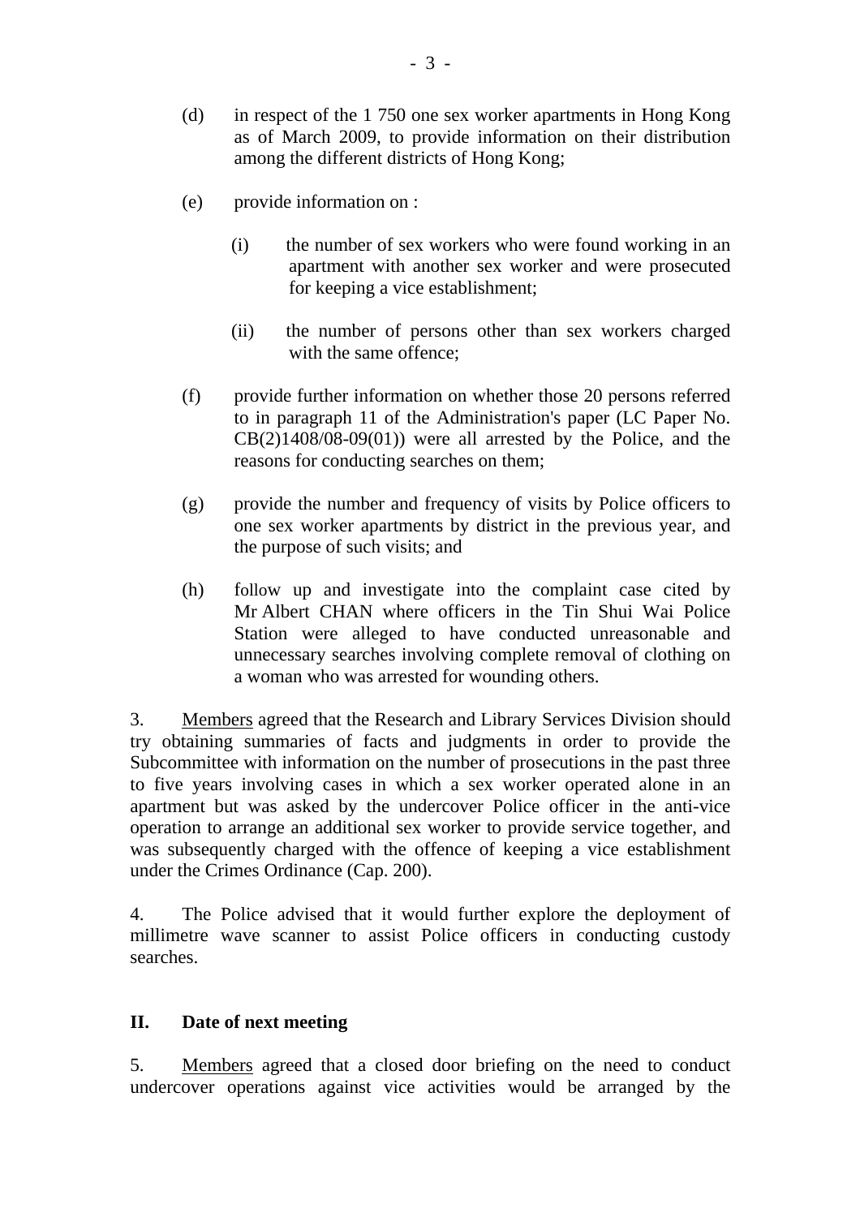(d) in respect of the 1 750 one sex worker apartments in Hong Kong as of March 2009, to provide information on their distribution among the different districts of Hong Kong;

(e) provide information on :

  (i) the number of sex workers who were found working in an apartment with another sex worker and were prosecuted for keeping a vice establishment;

  (ii) the number of persons other than sex workers charged with the same offence;

(f) provide further information on whether those 20 persons referred to in paragraph 11 of the Administration's paper (LC Paper No. CB(2)1408/08-09(01)) were all arrested by the Police, and the reasons for conducting searches on them;

(g) provide the number and frequency of visits by Police officers to one sex worker apartments by district in the previous year, and the purpose of such visits; and

(h) follow up and investigate into the complaint case cited by Mr Albert CHAN where officers in the Tin Shui Wai Police Station were alleged to have conducted unreasonable and unnecessary searches involving complete removal of clothing on a woman who was arrested for wounding others.

3. Members agreed that the Research and Library Services Division should try obtaining summaries of facts and judgments in order to provide the Subcommittee with information on the number of prosecutions in the past three to five years involving cases in which a sex worker operated alone in an apartment but was asked by the undercover Police officer in the anti-vice operation to arrange an additional sex worker to provide service together, and was subsequently charged with the offence of keeping a vice establishment under the Crimes Ordinance (Cap. 200).

4. The Police advised that it would further explore the deployment of millimetre wave scanner to assist Police officers in conducting custody searches.

## II. Date of next meeting

5. Members agreed that a closed door briefing on the need to conduct undercover operations against vice activities would be arranged by the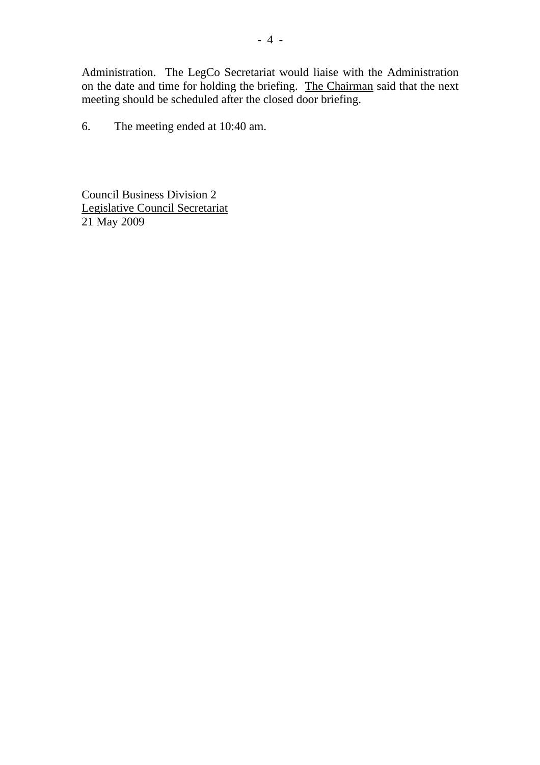Administration. The LegCo Secretariat would liaise with the Administration on the date and time for holding the briefing. The Chairman said that the next meeting should be scheduled after the closed door briefing.

6. The meeting ended at 10:40 am.

Council Business Division 2
Legislative Council Secretariat
21 May 2009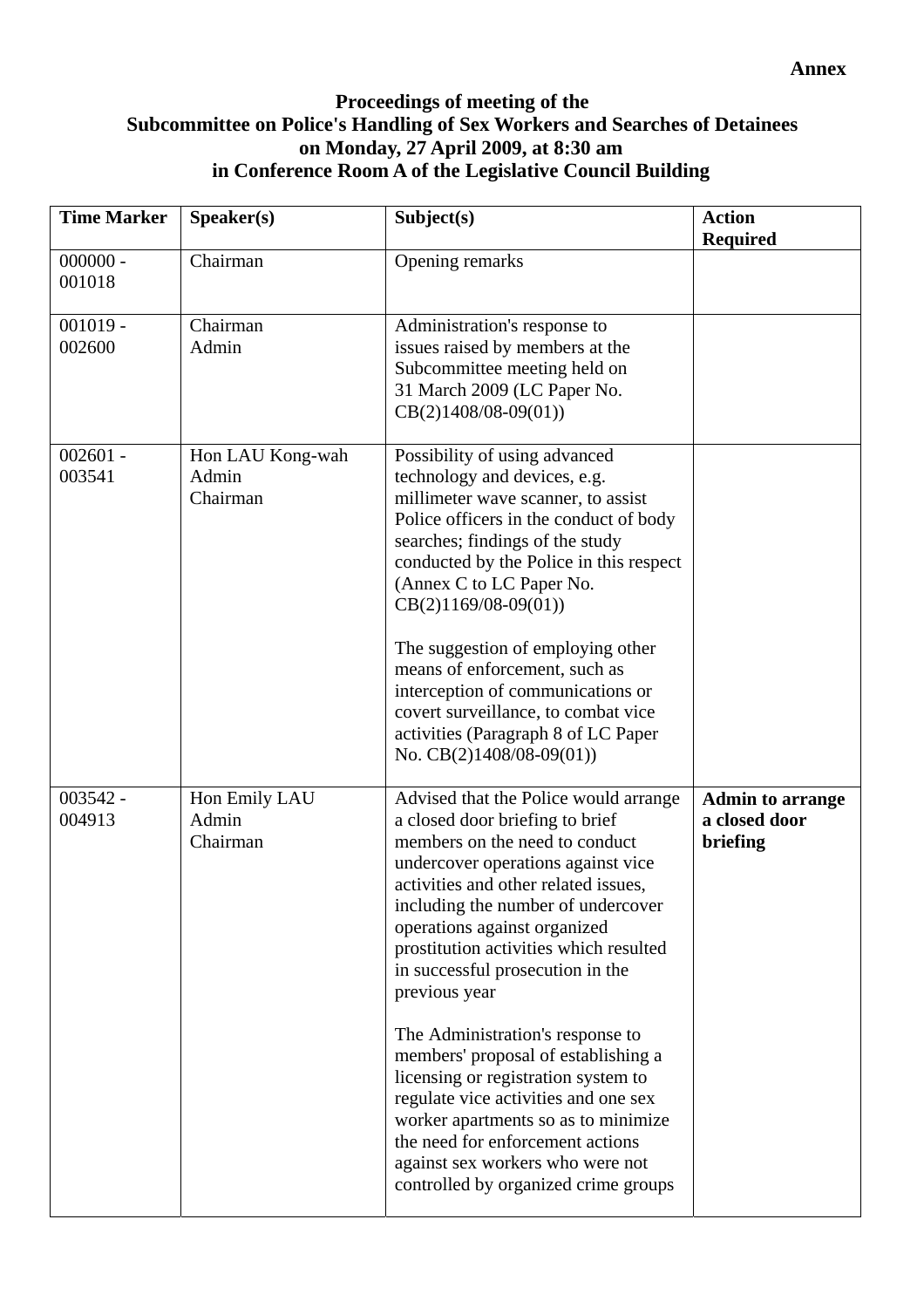**Annex**

**Proceedings of meeting of the**
**Subcommittee on Police's Handling of Sex Workers and Searches of Detainees**
**on Monday, 27 April 2009, at 8:30 am**
**in Conference Room A of the Legislative Council Building**

| Time Marker | Speaker(s) | Subject(s) | Action Required |
|---|---|---|---|
| 000000 - 001018 | Chairman | Opening remarks | |
| 001019 - 002600 | Chairman<br>Admin | Administration's response to issues raised by members at the Subcommittee meeting held on 31 March 2009 (LC Paper No. CB(2)1408/08-09(01)) | |
| 002601 - 003541 | Hon LAU Kong-wah<br>Admin<br>Chairman | Possibility of using advanced technology and devices, e.g. millimeter wave scanner, to assist Police officers in the conduct of body searches; findings of the study conducted by the Police in this respect (Annex C to LC Paper No. CB(2)1169/08-09(01))<br><br>The suggestion of employing other means of enforcement, such as interception of communications or covert surveillance, to combat vice activities (Paragraph 8 of LC Paper No. CB(2)1408/08-09(01)) | |
| 003542 - 004913 | Hon Emily LAU<br>Admin<br>Chairman | Advised that the Police would arrange a closed door briefing to brief members on the need to conduct undercover operations against vice activities and other related issues, including the number of undercover operations against organized prostitution activities which resulted in successful prosecution in the previous year<br><br>The Administration's response to members' proposal of establishing a licensing or registration system to regulate vice activities and one sex worker apartments so as to minimize the need for enforcement actions against sex workers who were not controlled by organized crime groups | **Admin to arrange a closed door briefing** |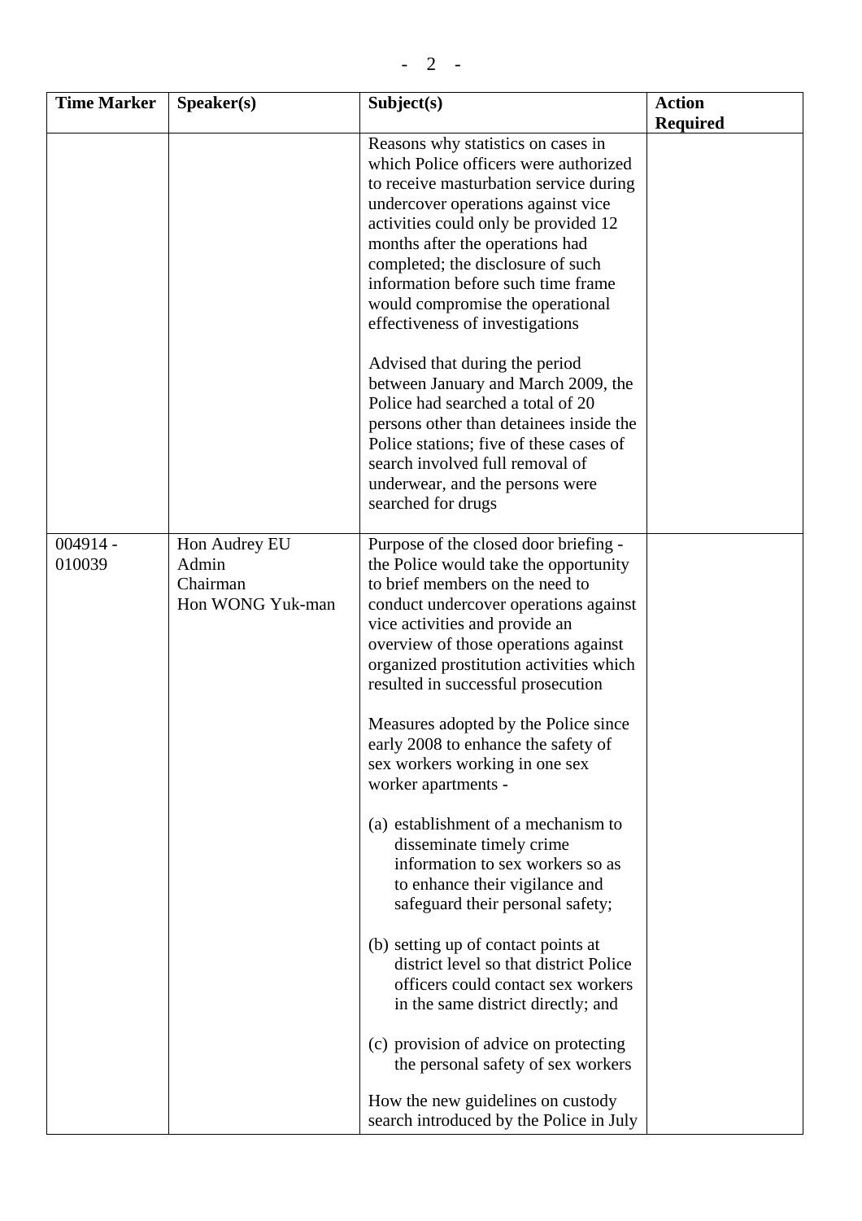| Time Marker | Speaker(s) | Subject(s) | Action Required |
|---|---|---|---|
| | | Reasons why statistics on cases in which Police officers were authorized to receive masturbation service during undercover operations against vice activities could only be provided 12 months after the operations had completed; the disclosure of such information before such time frame would compromise the operational effectiveness of investigations<br><br>Advised that during the period between January and March 2009, the Police had searched a total of 20 persons other than detainees inside the Police stations; five of these cases of search involved full removal of underwear, and the persons were searched for drugs | |
| 004914 - 010039 | Hon Audrey EU<br>Admin<br>Chairman<br>Hon WONG Yuk-man | Purpose of the closed door briefing - the Police would take the opportunity to brief members on the need to conduct undercover operations against vice activities and provide an overview of those operations against organized prostitution activities which resulted in successful prosecution<br><br>Measures adopted by the Police since early 2008 to enhance the safety of sex workers working in one sex worker apartments -<br><br>(a) establishment of a mechanism to disseminate timely crime information to sex workers so as to enhance their vigilance and safeguard their personal safety;<br><br>(b) setting up of contact points at district level so that district Police officers could contact sex workers in the same district directly; and<br><br>(c) provision of advice on protecting the personal safety of sex workers<br><br>How the new guidelines on custody search introduced by the Police in July | |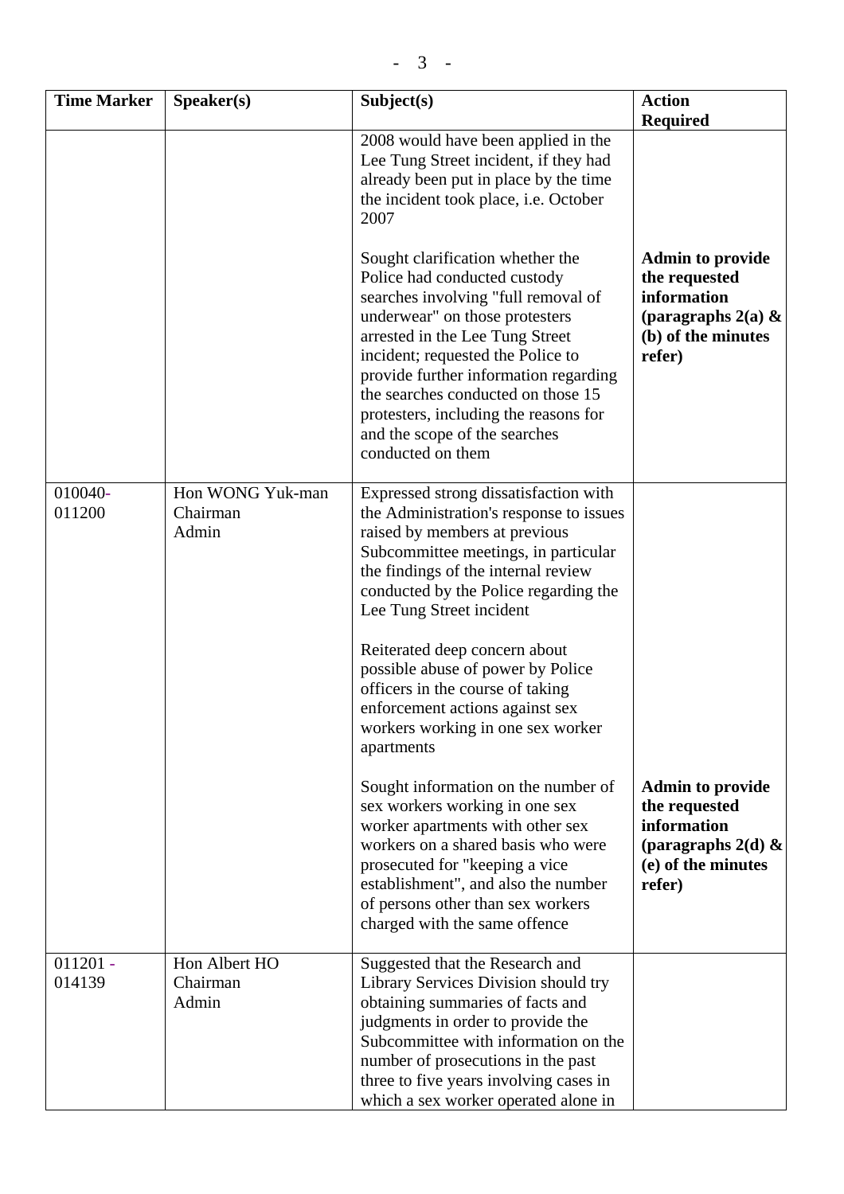| Time Marker | Speaker(s) | Subject(s) | Action Required |
|---|---|---|---|
| | | 2008 would have been applied in the Lee Tung Street incident, if they had already been put in place by the time the incident took place, i.e. October 2007<br><br>Sought clarification whether the Police had conducted custody searches involving "full removal of underwear" on those protesters arrested in the Lee Tung Street incident; requested the Police to provide further information regarding the searches conducted on those 15 protesters, including the reasons for and the scope of the searches conducted on them | <br><br><br><br><br><br>**Admin to provide the requested information (paragraphs 2(a) & (b) of the minutes refer)** |
| 010040-011200 | Hon WONG Yuk-man<br>Chairman<br>Admin | Expressed strong dissatisfaction with the Administration's response to issues raised by members at previous Subcommittee meetings, in particular the findings of the internal review conducted by the Police regarding the Lee Tung Street incident<br><br>Reiterated deep concern about possible abuse of power by Police officers in the course of taking enforcement actions against sex workers working in one sex worker apartments<br><br>Sought information on the number of sex workers working in one sex worker apartments with other sex workers on a shared basis who were prosecuted for "keeping a vice establishment", and also the number of persons other than sex workers charged with the same offence | <br><br><br><br><br><br><br><br><br><br><br><br><br><br>**Admin to provide the requested information (paragraphs 2(d) & (e) of the minutes refer)** |
| 011201 - 014139 | Hon Albert HO<br>Chairman<br>Admin | Suggested that the Research and Library Services Division should try obtaining summaries of facts and judgments in order to provide the Subcommittee with information on the number of prosecutions in the past three to five years involving cases in which a sex worker operated alone in | |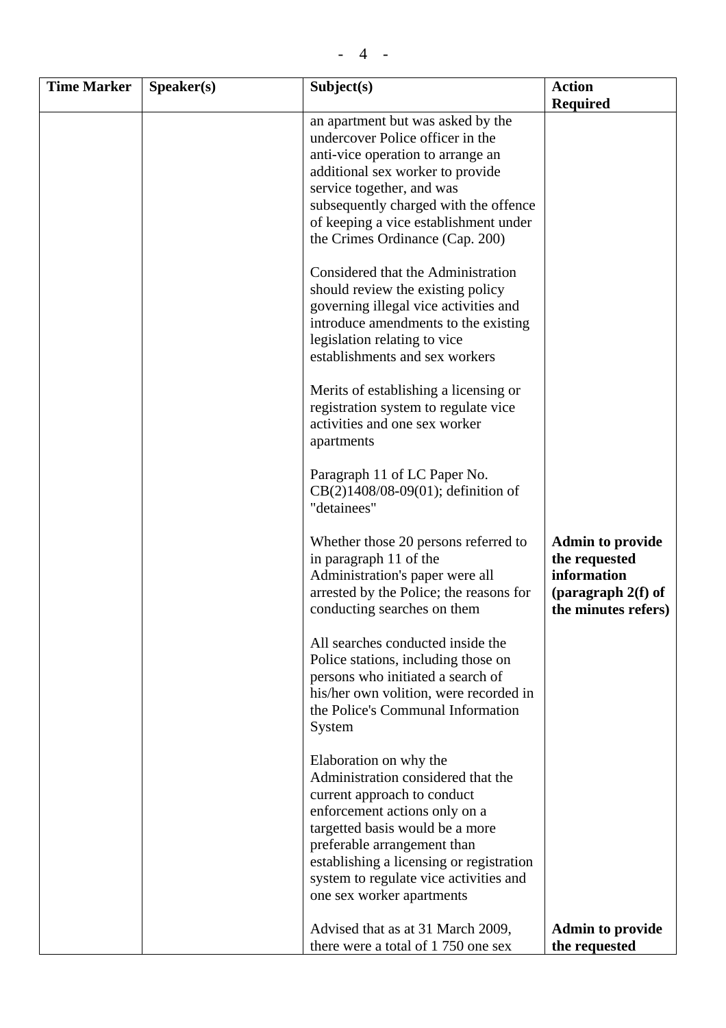| Time Marker | Speaker(s) | Subject(s) | Action Required |
|---|---|---|---|
| | | an apartment but was asked by the undercover Police officer in the anti-vice operation to arrange an additional sex worker to provide service together, and was subsequently charged with the offence of keeping a vice establishment under the Crimes Ordinance (Cap. 200)<br><br>Considered that the Administration should review the existing policy governing illegal vice activities and introduce amendments to the existing legislation relating to vice establishments and sex workers<br><br>Merits of establishing a licensing or registration system to regulate vice activities and one sex worker apartments<br><br>Paragraph 11 of LC Paper No. CB(2)1408/08-09(01); definition of "detainees"<br><br>Whether those 20 persons referred to in paragraph 11 of the Administration's paper were all arrested by the Police; the reasons for conducting searches on them<br><br>All searches conducted inside the Police stations, including those on persons who initiated a search of his/her own volition, were recorded in the Police's Communal Information System<br><br>Elaboration on why the Administration considered that the current approach to conduct enforcement actions only on a targetted basis would be a more preferable arrangement than establishing a licensing or registration system to regulate vice activities and one sex worker apartments<br><br>Advised that as at 31 March 2009, there were a total of 1 750 one sex | **Admin to provide the requested information (paragraph 2(f) of the minutes refers)**<br><br>**Admin to provide the requested** |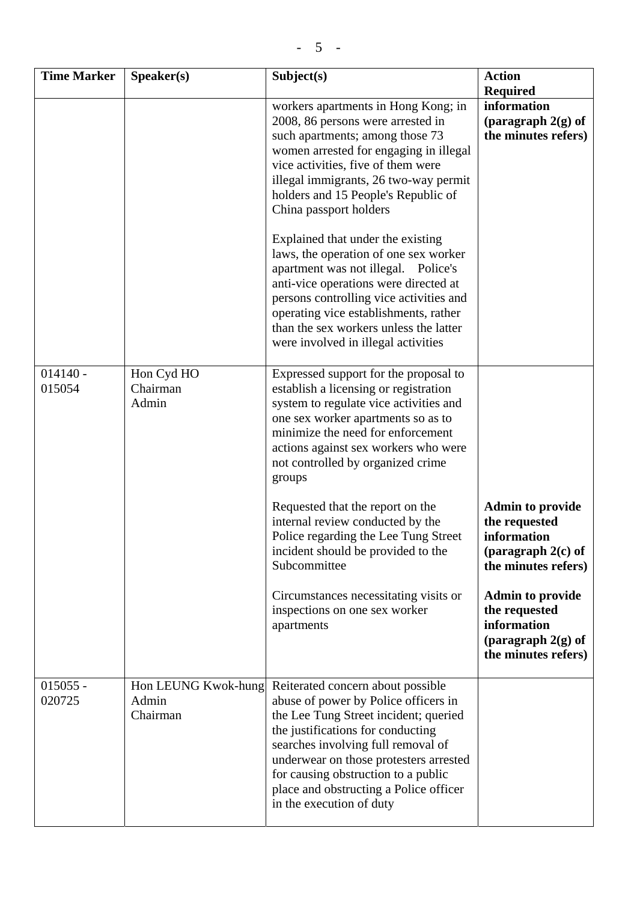| Time Marker | Speaker(s) | Subject(s) | Action Required |
|---|---|---|---|
| | | workers apartments in Hong Kong; in 2008, 86 persons were arrested in such apartments; among those 73 women arrested for engaging in illegal vice activities, five of them were illegal immigrants, 26 two-way permit holders and 15 People's Republic of China passport holders<br><br>Explained that under the existing laws, the operation of one sex worker apartment was not illegal. Police's anti-vice operations were directed at persons controlling vice activities and operating vice establishments, rather than the sex workers unless the latter were involved in illegal activities | **information (paragraph 2(g) of the minutes refers)** |
| 014140 - 015054 | Hon Cyd HO<br>Chairman<br>Admin | Expressed support for the proposal to establish a licensing or registration system to regulate vice activities and one sex worker apartments so as to minimize the need for enforcement actions against sex workers who were not controlled by organized crime groups<br><br>Requested that the report on the internal review conducted by the Police regarding the Lee Tung Street incident should be provided to the Subcommittee<br><br>Circumstances necessitating visits or inspections on one sex worker apartments | <br><br><br><br><br><br><br><br>**Admin to provide the requested information (paragraph 2(c) of the minutes refers)**<br><br>**Admin to provide the requested information (paragraph 2(g) of the minutes refers)** |
| 015055 - 020725 | Hon LEUNG Kwok-hung<br>Admin<br>Chairman | Reiterated concern about possible abuse of power by Police officers in the Lee Tung Street incident; queried the justifications for conducting searches involving full removal of underwear on those protesters arrested for causing obstruction to a public place and obstructing a Police officer in the execution of duty | |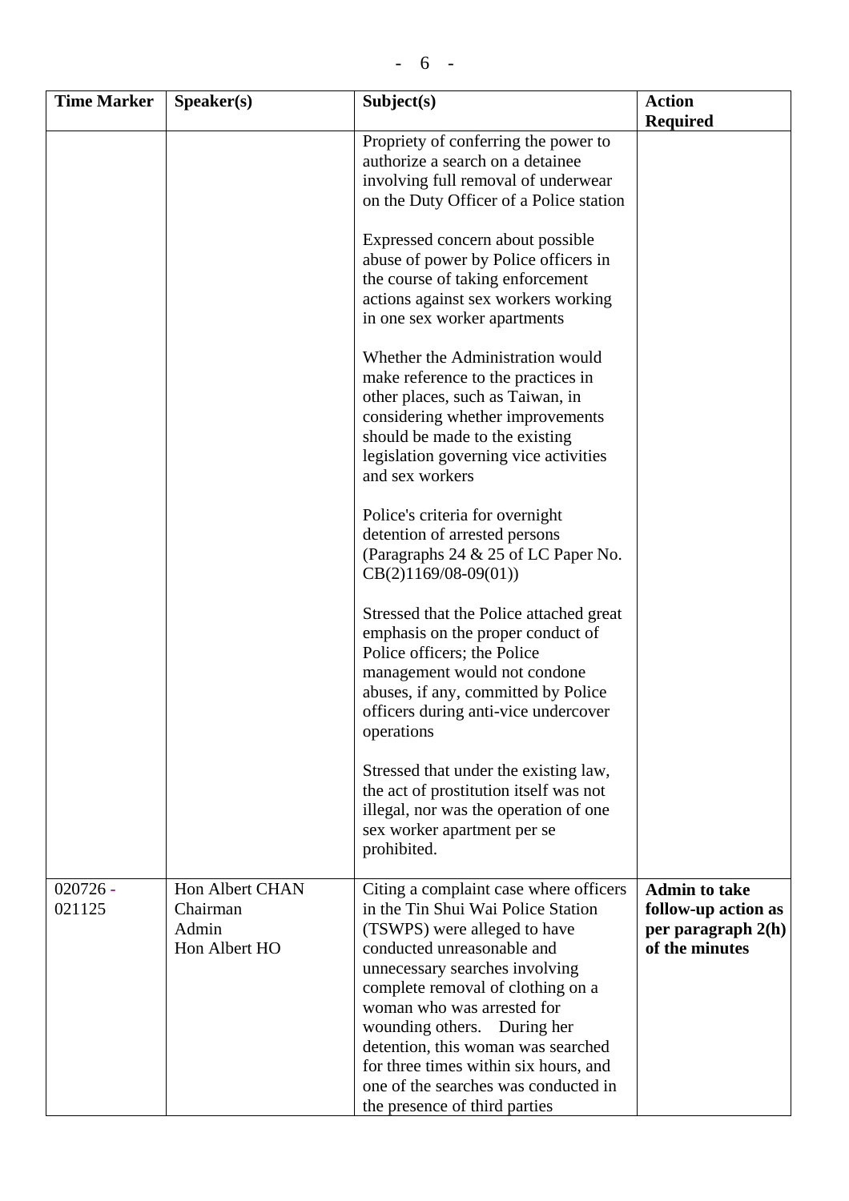| Time Marker | Speaker(s) | Subject(s) | Action Required |
|---|---|---|---|
| | | Propriety of conferring the power to authorize a search on a detainee involving full removal of underwear on the Duty Officer of a Police station<br><br>Expressed concern about possible abuse of power by Police officers in the course of taking enforcement actions against sex workers working in one sex worker apartments<br><br>Whether the Administration would make reference to the practices in other places, such as Taiwan, in considering whether improvements should be made to the existing legislation governing vice activities and sex workers<br><br>Police's criteria for overnight detention of arrested persons (Paragraphs 24 & 25 of LC Paper No. CB(2)1169/08-09(01))<br><br>Stressed that the Police attached great emphasis on the proper conduct of Police officers; the Police management would not condone abuses, if any, committed by Police officers during anti-vice undercover operations<br><br>Stressed that under the existing law, the act of prostitution itself was not illegal, nor was the operation of one sex worker apartment per se prohibited. | |
| 020726 - 021125 | Hon Albert CHAN<br>Chairman<br>Admin<br>Hon Albert HO | Citing a complaint case where officers in the Tin Shui Wai Police Station (TSWPS) were alleged to have conducted unreasonable and unnecessary searches involving complete removal of clothing on a woman who was arrested for wounding others. During her detention, this woman was searched for three times within six hours, and one of the searches was conducted in the presence of third parties | **Admin to take follow-up action as per paragraph 2(h) of the minutes** |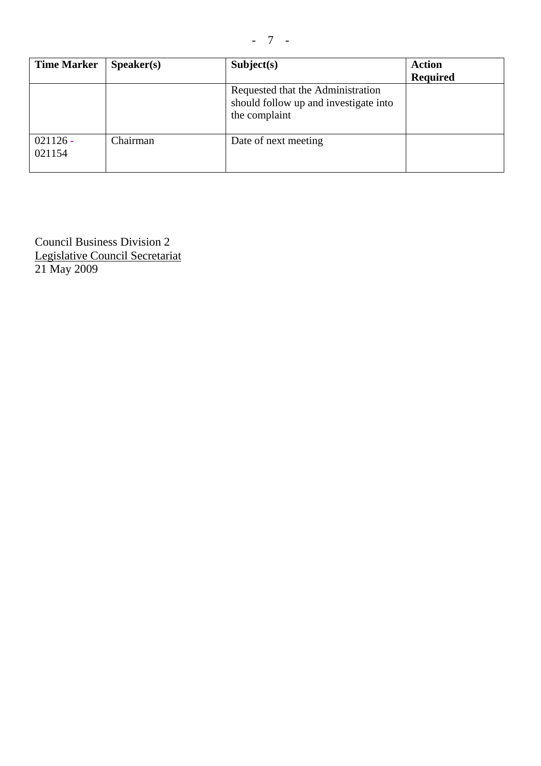| Time Marker | Speaker(s) | Subject(s) | Action Required |
|---|---|---|---|
| | | Requested that the Administration should follow up and investigate into the complaint | |
| 021126 - 021154 | Chairman | Date of next meeting | |

Council Business Division 2
Legislative Council Secretariat
21 May 2009